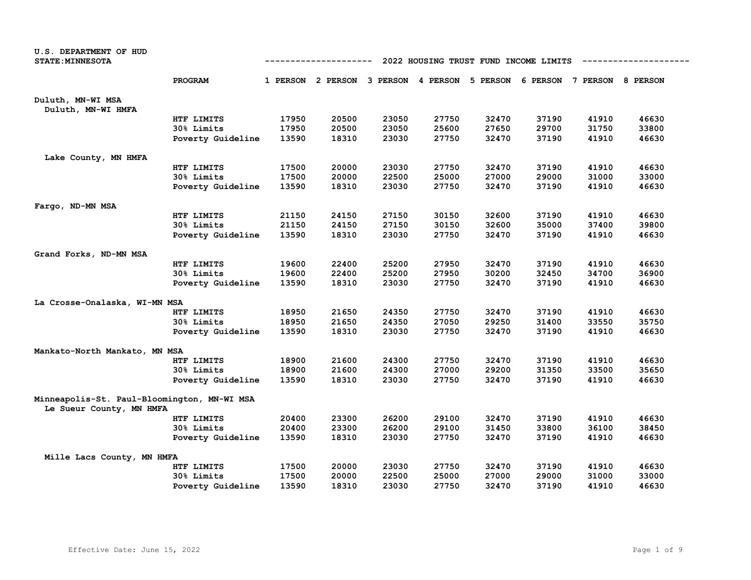U.S. DEPARTMENT OF HUD
STATE:MINNESOTA

## 2022 HOUSING TRUST FUND INCOME LIMITS

| | PROGRAM | 1 PERSON | 2 PERSON | 3 PERSON | 4 PERSON | 5 PERSON | 6 PERSON | 7 PERSON | 8 PERSON |
|---|---|---|---|---|---|---|---|---|---|
| **Duluth, MN-WI MSA** | | | | | | | | | |
| Duluth, MN-WI HMFA | | | | | | | | | |
| | HTF LIMITS | 17950 | 20500 | 23050 | 27750 | 32470 | 37190 | 41910 | 46630 |
| | 30% Limits | 17950 | 20500 | 23050 | 25600 | 27650 | 29700 | 31750 | 33800 |
| | Poverty Guideline | 13590 | 18310 | 23030 | 27750 | 32470 | 37190 | 41910 | 46630 |
| Lake County, MN HMFA | | | | | | | | | |
| | HTF LIMITS | 17500 | 20000 | 23030 | 27750 | 32470 | 37190 | 41910 | 46630 |
| | 30% Limits | 17500 | 20000 | 22500 | 25000 | 27000 | 29000 | 31000 | 33000 |
| | Poverty Guideline | 13590 | 18310 | 23030 | 27750 | 32470 | 37190 | 41910 | 46630 |
| **Fargo, ND-MN MSA** | | | | | | | | | |
| | HTF LIMITS | 21150 | 24150 | 27150 | 30150 | 32600 | 37190 | 41910 | 46630 |
| | 30% Limits | 21150 | 24150 | 27150 | 30150 | 32600 | 35000 | 37400 | 39800 |
| | Poverty Guideline | 13590 | 18310 | 23030 | 27750 | 32470 | 37190 | 41910 | 46630 |
| **Grand Forks, ND-MN MSA** | | | | | | | | | |
| | HTF LIMITS | 19600 | 22400 | 25200 | 27950 | 32470 | 37190 | 41910 | 46630 |
| | 30% Limits | 19600 | 22400 | 25200 | 27950 | 30200 | 32450 | 34700 | 36900 |
| | Poverty Guideline | 13590 | 18310 | 23030 | 27750 | 32470 | 37190 | 41910 | 46630 |
| **La Crosse-Onalaska, WI-MN MSA** | | | | | | | | | |
| | HTF LIMITS | 18950 | 21650 | 24350 | 27750 | 32470 | 37190 | 41910 | 46630 |
| | 30% Limits | 18950 | 21650 | 24350 | 27050 | 29250 | 31400 | 33550 | 35750 |
| | Poverty Guideline | 13590 | 18310 | 23030 | 27750 | 32470 | 37190 | 41910 | 46630 |
| **Mankato-North Mankato, MN MSA** | | | | | | | | | |
| | HTF LIMITS | 18900 | 21600 | 24300 | 27750 | 32470 | 37190 | 41910 | 46630 |
| | 30% Limits | 18900 | 21600 | 24300 | 27000 | 29200 | 31350 | 33500 | 35650 |
| | Poverty Guideline | 13590 | 18310 | 23030 | 27750 | 32470 | 37190 | 41910 | 46630 |
| **Minneapolis-St. Paul-Bloomington, MN-WI MSA** | | | | | | | | | |
| Le Sueur County, MN HMFA | | | | | | | | | |
| | HTF LIMITS | 20400 | 23300 | 26200 | 29100 | 32470 | 37190 | 41910 | 46630 |
| | 30% Limits | 20400 | 23300 | 26200 | 29100 | 31450 | 33800 | 36100 | 38450 |
| | Poverty Guideline | 13590 | 18310 | 23030 | 27750 | 32470 | 37190 | 41910 | 46630 |
| Mille Lacs County, MN HMFA | | | | | | | | | |
| | HTF LIMITS | 17500 | 20000 | 23030 | 27750 | 32470 | 37190 | 41910 | 46630 |
| | 30% Limits | 17500 | 20000 | 22500 | 25000 | 27000 | 29000 | 31000 | 33000 |
| | Poverty Guideline | 13590 | 18310 | 23030 | 27750 | 32470 | 37190 | 41910 | 46630 |

Effective Date: June 15, 2022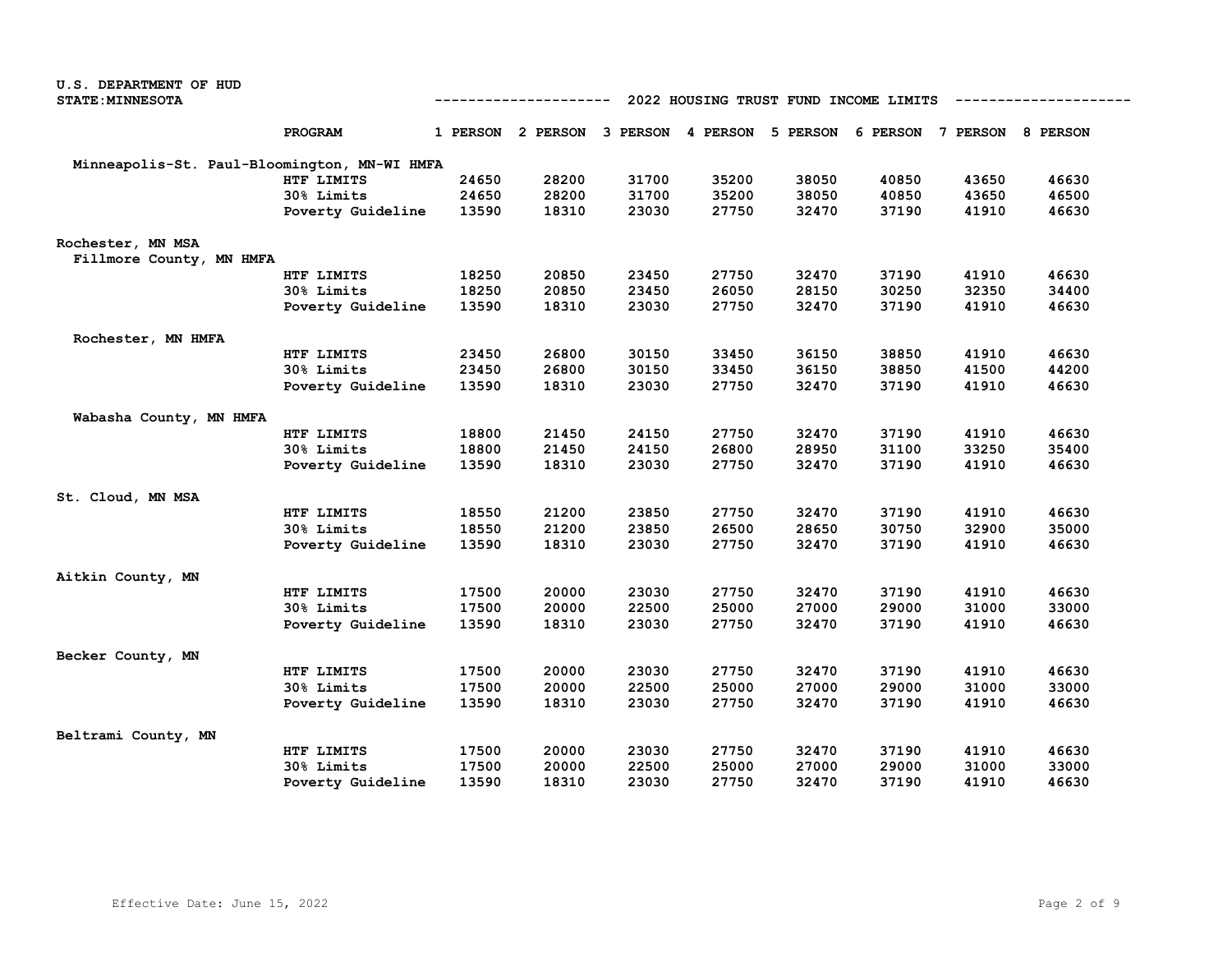U.S. DEPARTMENT OF HUD
STATE:MINNESOTA

## 2022 HOUSING TRUST FUND INCOME LIMITS

| Area | PROGRAM | 1 PERSON | 2 PERSON | 3 PERSON | 4 PERSON | 5 PERSON | 6 PERSON | 7 PERSON | 8 PERSON |
|---|---|---|---|---|---|---|---|---|---|
| Minneapolis-St. Paul-Bloomington, MN-WI HMFA | | | | | | | | | |
| | HTF LIMITS | 24650 | 28200 | 31700 | 35200 | 38050 | 40850 | 43650 | 46630 |
| | 30% Limits | 24650 | 28200 | 31700 | 35200 | 38050 | 40850 | 43650 | 46500 |
| | Poverty Guideline | 13590 | 18310 | 23030 | 27750 | 32470 | 37190 | 41910 | 46630 |
| Rochester, MN MSA | | | | | | | | | |
| Fillmore County, MN HMFA | | | | | | | | | |
| | HTF LIMITS | 18250 | 20850 | 23450 | 27750 | 32470 | 37190 | 41910 | 46630 |
| | 30% Limits | 18250 | 20850 | 23450 | 26050 | 28150 | 30250 | 32350 | 34400 |
| | Poverty Guideline | 13590 | 18310 | 23030 | 27750 | 32470 | 37190 | 41910 | 46630 |
| Rochester, MN HMFA | | | | | | | | | |
| | HTF LIMITS | 23450 | 26800 | 30150 | 33450 | 36150 | 38850 | 41910 | 46630 |
| | 30% Limits | 23450 | 26800 | 30150 | 33450 | 36150 | 38850 | 41500 | 44200 |
| | Poverty Guideline | 13590 | 18310 | 23030 | 27750 | 32470 | 37190 | 41910 | 46630 |
| Wabasha County, MN HMFA | | | | | | | | | |
| | HTF LIMITS | 18800 | 21450 | 24150 | 27750 | 32470 | 37190 | 41910 | 46630 |
| | 30% Limits | 18800 | 21450 | 24150 | 26800 | 28950 | 31100 | 33250 | 35400 |
| | Poverty Guideline | 13590 | 18310 | 23030 | 27750 | 32470 | 37190 | 41910 | 46630 |
| St. Cloud, MN MSA | | | | | | | | | |
| | HTF LIMITS | 18550 | 21200 | 23850 | 27750 | 32470 | 37190 | 41910 | 46630 |
| | 30% Limits | 18550 | 21200 | 23850 | 26500 | 28650 | 30750 | 32900 | 35000 |
| | Poverty Guideline | 13590 | 18310 | 23030 | 27750 | 32470 | 37190 | 41910 | 46630 |
| Aitkin County, MN | | | | | | | | | |
| | HTF LIMITS | 17500 | 20000 | 23030 | 27750 | 32470 | 37190 | 41910 | 46630 |
| | 30% Limits | 17500 | 20000 | 22500 | 25000 | 27000 | 29000 | 31000 | 33000 |
| | Poverty Guideline | 13590 | 18310 | 23030 | 27750 | 32470 | 37190 | 41910 | 46630 |
| Becker County, MN | | | | | | | | | |
| | HTF LIMITS | 17500 | 20000 | 23030 | 27750 | 32470 | 37190 | 41910 | 46630 |
| | 30% Limits | 17500 | 20000 | 22500 | 25000 | 27000 | 29000 | 31000 | 33000 |
| | Poverty Guideline | 13590 | 18310 | 23030 | 27750 | 32470 | 37190 | 41910 | 46630 |
| Beltrami County, MN | | | | | | | | | |
| | HTF LIMITS | 17500 | 20000 | 23030 | 27750 | 32470 | 37190 | 41910 | 46630 |
| | 30% Limits | 17500 | 20000 | 22500 | 25000 | 27000 | 29000 | 31000 | 33000 |
| | Poverty Guideline | 13590 | 18310 | 23030 | 27750 | 32470 | 37190 | 41910 | 46630 |

Effective Date: June 15, 2022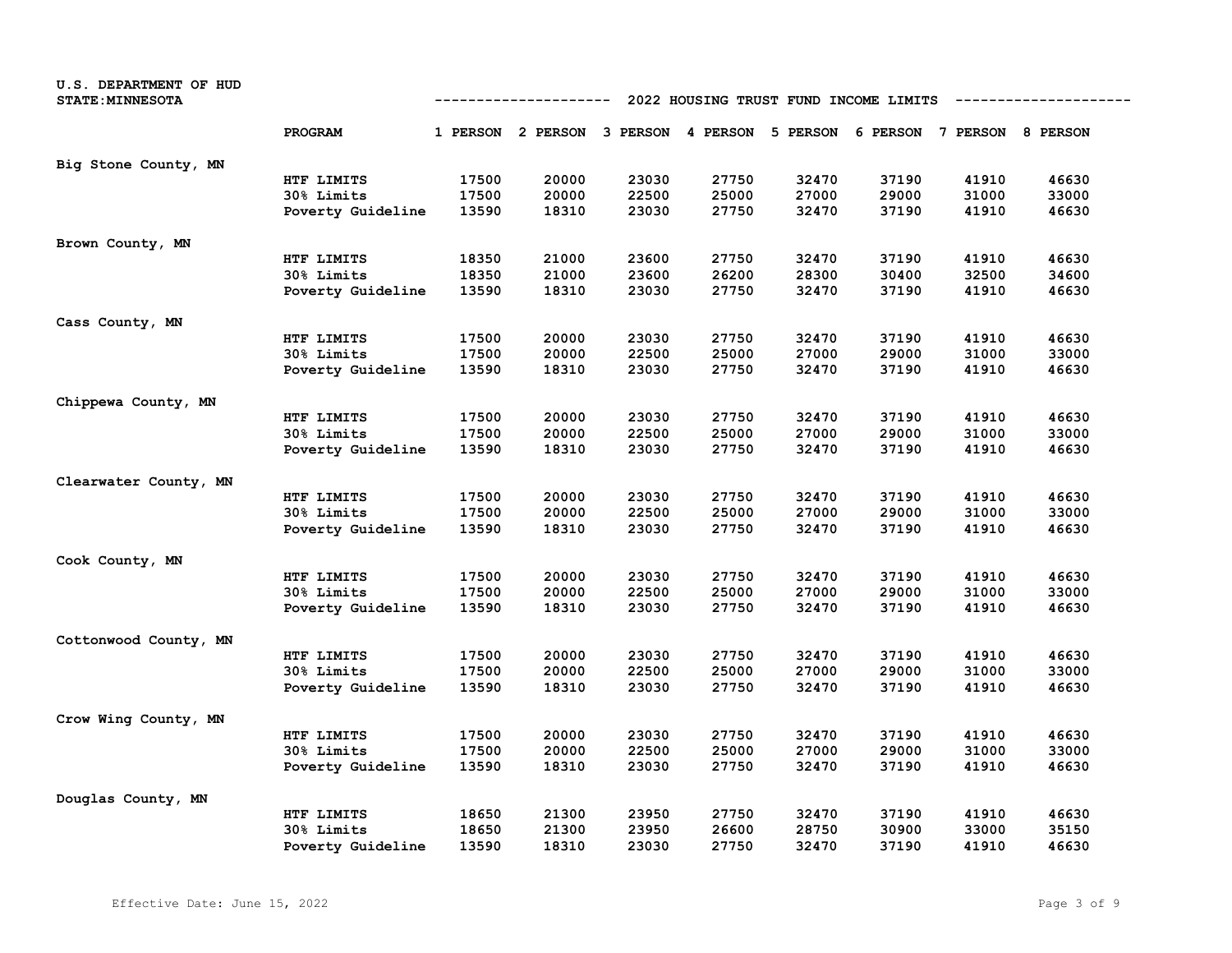U.S. DEPARTMENT OF HUD
STATE:MINNESOTA

## 2022 HOUSING TRUST FUND INCOME LIMITS

| | PROGRAM | 1 PERSON | 2 PERSON | 3 PERSON | 4 PERSON | 5 PERSON | 6 PERSON | 7 PERSON | 8 PERSON |
|---|---|---|---|---|---|---|---|---|---|
| Big Stone County, MN | | | | | | | | | |
| | HTF LIMITS | 17500 | 20000 | 23030 | 27750 | 32470 | 37190 | 41910 | 46630 |
| | 30% Limits | 17500 | 20000 | 22500 | 25000 | 27000 | 29000 | 31000 | 33000 |
| | Poverty Guideline | 13590 | 18310 | 23030 | 27750 | 32470 | 37190 | 41910 | 46630 |
| Brown County, MN | | | | | | | | | |
| | HTF LIMITS | 18350 | 21000 | 23600 | 27750 | 32470 | 37190 | 41910 | 46630 |
| | 30% Limits | 18350 | 21000 | 23600 | 26200 | 28300 | 30400 | 32500 | 34600 |
| | Poverty Guideline | 13590 | 18310 | 23030 | 27750 | 32470 | 37190 | 41910 | 46630 |
| Cass County, MN | | | | | | | | | |
| | HTF LIMITS | 17500 | 20000 | 23030 | 27750 | 32470 | 37190 | 41910 | 46630 |
| | 30% Limits | 17500 | 20000 | 22500 | 25000 | 27000 | 29000 | 31000 | 33000 |
| | Poverty Guideline | 13590 | 18310 | 23030 | 27750 | 32470 | 37190 | 41910 | 46630 |
| Chippewa County, MN | | | | | | | | | |
| | HTF LIMITS | 17500 | 20000 | 23030 | 27750 | 32470 | 37190 | 41910 | 46630 |
| | 30% Limits | 17500 | 20000 | 22500 | 25000 | 27000 | 29000 | 31000 | 33000 |
| | Poverty Guideline | 13590 | 18310 | 23030 | 27750 | 32470 | 37190 | 41910 | 46630 |
| Clearwater County, MN | | | | | | | | | |
| | HTF LIMITS | 17500 | 20000 | 23030 | 27750 | 32470 | 37190 | 41910 | 46630 |
| | 30% Limits | 17500 | 20000 | 22500 | 25000 | 27000 | 29000 | 31000 | 33000 |
| | Poverty Guideline | 13590 | 18310 | 23030 | 27750 | 32470 | 37190 | 41910 | 46630 |
| Cook County, MN | | | | | | | | | |
| | HTF LIMITS | 17500 | 20000 | 23030 | 27750 | 32470 | 37190 | 41910 | 46630 |
| | 30% Limits | 17500 | 20000 | 22500 | 25000 | 27000 | 29000 | 31000 | 33000 |
| | Poverty Guideline | 13590 | 18310 | 23030 | 27750 | 32470 | 37190 | 41910 | 46630 |
| Cottonwood County, MN | | | | | | | | | |
| | HTF LIMITS | 17500 | 20000 | 23030 | 27750 | 32470 | 37190 | 41910 | 46630 |
| | 30% Limits | 17500 | 20000 | 22500 | 25000 | 27000 | 29000 | 31000 | 33000 |
| | Poverty Guideline | 13590 | 18310 | 23030 | 27750 | 32470 | 37190 | 41910 | 46630 |
| Crow Wing County, MN | | | | | | | | | |
| | HTF LIMITS | 17500 | 20000 | 23030 | 27750 | 32470 | 37190 | 41910 | 46630 |
| | 30% Limits | 17500 | 20000 | 22500 | 25000 | 27000 | 29000 | 31000 | 33000 |
| | Poverty Guideline | 13590 | 18310 | 23030 | 27750 | 32470 | 37190 | 41910 | 46630 |
| Douglas County, MN | | | | | | | | | |
| | HTF LIMITS | 18650 | 21300 | 23950 | 27750 | 32470 | 37190 | 41910 | 46630 |
| | 30% Limits | 18650 | 21300 | 23950 | 26600 | 28750 | 30900 | 33000 | 35150 |
| | Poverty Guideline | 13590 | 18310 | 23030 | 27750 | 32470 | 37190 | 41910 | 46630 |

Effective Date: June 15, 2022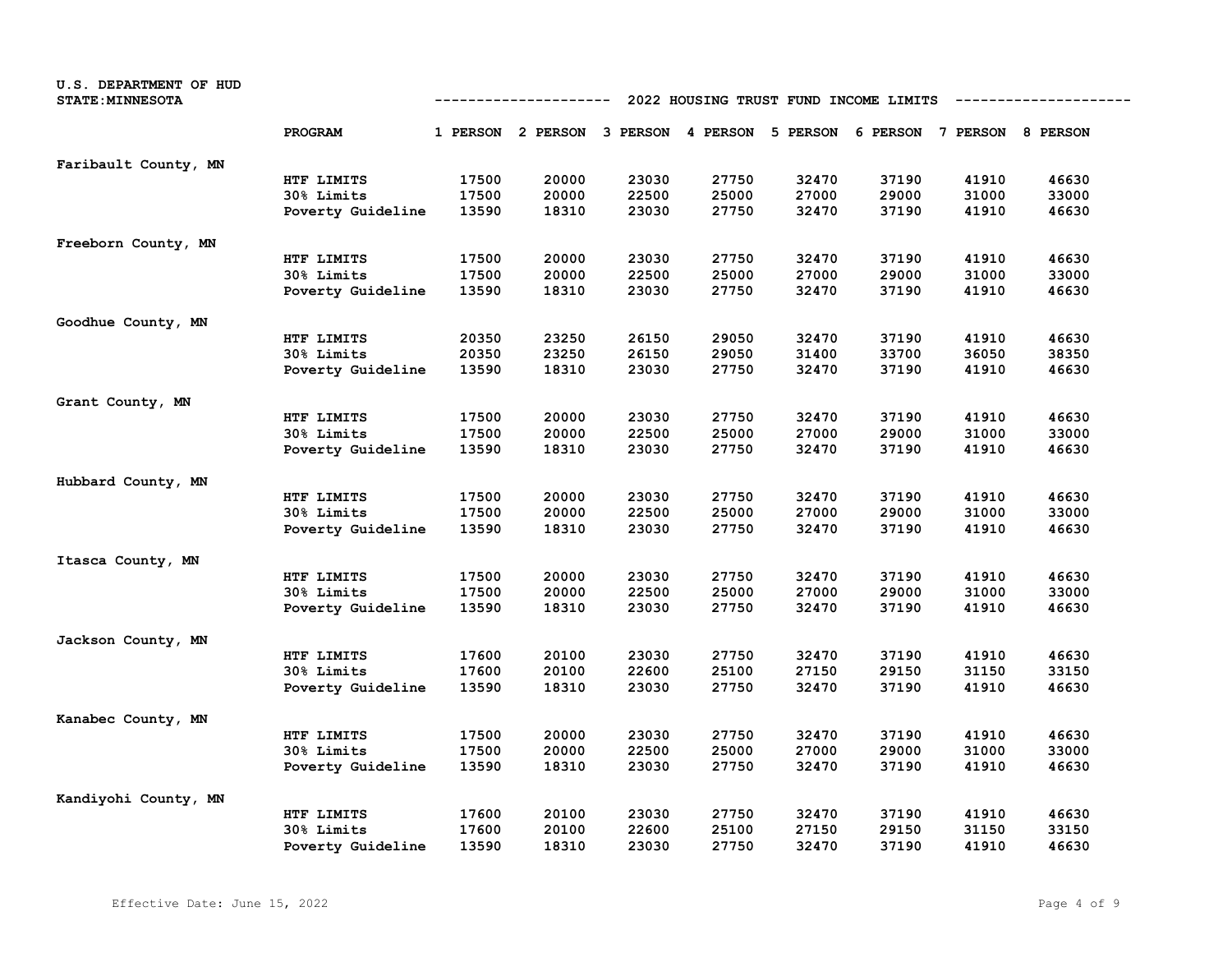U.S. DEPARTMENT OF HUD
STATE:MINNESOTA

## 2022 HOUSING TRUST FUND INCOME LIMITS

| | PROGRAM | 1 PERSON | 2 PERSON | 3 PERSON | 4 PERSON | 5 PERSON | 6 PERSON | 7 PERSON | 8 PERSON |
|---|---|---|---|---|---|---|---|---|---|
| Faribault County, MN | | | | | | | | | |
| | HTF LIMITS | 17500 | 20000 | 23030 | 27750 | 32470 | 37190 | 41910 | 46630 |
| | 30% Limits | 17500 | 20000 | 22500 | 25000 | 27000 | 29000 | 31000 | 33000 |
| | Poverty Guideline | 13590 | 18310 | 23030 | 27750 | 32470 | 37190 | 41910 | 46630 |
| Freeborn County, MN | | | | | | | | | |
| | HTF LIMITS | 17500 | 20000 | 23030 | 27750 | 32470 | 37190 | 41910 | 46630 |
| | 30% Limits | 17500 | 20000 | 22500 | 25000 | 27000 | 29000 | 31000 | 33000 |
| | Poverty Guideline | 13590 | 18310 | 23030 | 27750 | 32470 | 37190 | 41910 | 46630 |
| Goodhue County, MN | | | | | | | | | |
| | HTF LIMITS | 20350 | 23250 | 26150 | 29050 | 32470 | 37190 | 41910 | 46630 |
| | 30% Limits | 20350 | 23250 | 26150 | 29050 | 31400 | 33700 | 36050 | 38350 |
| | Poverty Guideline | 13590 | 18310 | 23030 | 27750 | 32470 | 37190 | 41910 | 46630 |
| Grant County, MN | | | | | | | | | |
| | HTF LIMITS | 17500 | 20000 | 23030 | 27750 | 32470 | 37190 | 41910 | 46630 |
| | 30% Limits | 17500 | 20000 | 22500 | 25000 | 27000 | 29000 | 31000 | 33000 |
| | Poverty Guideline | 13590 | 18310 | 23030 | 27750 | 32470 | 37190 | 41910 | 46630 |
| Hubbard County, MN | | | | | | | | | |
| | HTF LIMITS | 17500 | 20000 | 23030 | 27750 | 32470 | 37190 | 41910 | 46630 |
| | 30% Limits | 17500 | 20000 | 22500 | 25000 | 27000 | 29000 | 31000 | 33000 |
| | Poverty Guideline | 13590 | 18310 | 23030 | 27750 | 32470 | 37190 | 41910 | 46630 |
| Itasca County, MN | | | | | | | | | |
| | HTF LIMITS | 17500 | 20000 | 23030 | 27750 | 32470 | 37190 | 41910 | 46630 |
| | 30% Limits | 17500 | 20000 | 22500 | 25000 | 27000 | 29000 | 31000 | 33000 |
| | Poverty Guideline | 13590 | 18310 | 23030 | 27750 | 32470 | 37190 | 41910 | 46630 |
| Jackson County, MN | | | | | | | | | |
| | HTF LIMITS | 17600 | 20100 | 23030 | 27750 | 32470 | 37190 | 41910 | 46630 |
| | 30% Limits | 17600 | 20100 | 22600 | 25100 | 27150 | 29150 | 31150 | 33150 |
| | Poverty Guideline | 13590 | 18310 | 23030 | 27750 | 32470 | 37190 | 41910 | 46630 |
| Kanabec County, MN | | | | | | | | | |
| | HTF LIMITS | 17500 | 20000 | 23030 | 27750 | 32470 | 37190 | 41910 | 46630 |
| | 30% Limits | 17500 | 20000 | 22500 | 25000 | 27000 | 29000 | 31000 | 33000 |
| | Poverty Guideline | 13590 | 18310 | 23030 | 27750 | 32470 | 37190 | 41910 | 46630 |
| Kandiyohi County, MN | | | | | | | | | |
| | HTF LIMITS | 17600 | 20100 | 23030 | 27750 | 32470 | 37190 | 41910 | 46630 |
| | 30% Limits | 17600 | 20100 | 22600 | 25100 | 27150 | 29150 | 31150 | 33150 |
| | Poverty Guideline | 13590 | 18310 | 23030 | 27750 | 32470 | 37190 | 41910 | 46630 |

Effective Date: June 15, 2022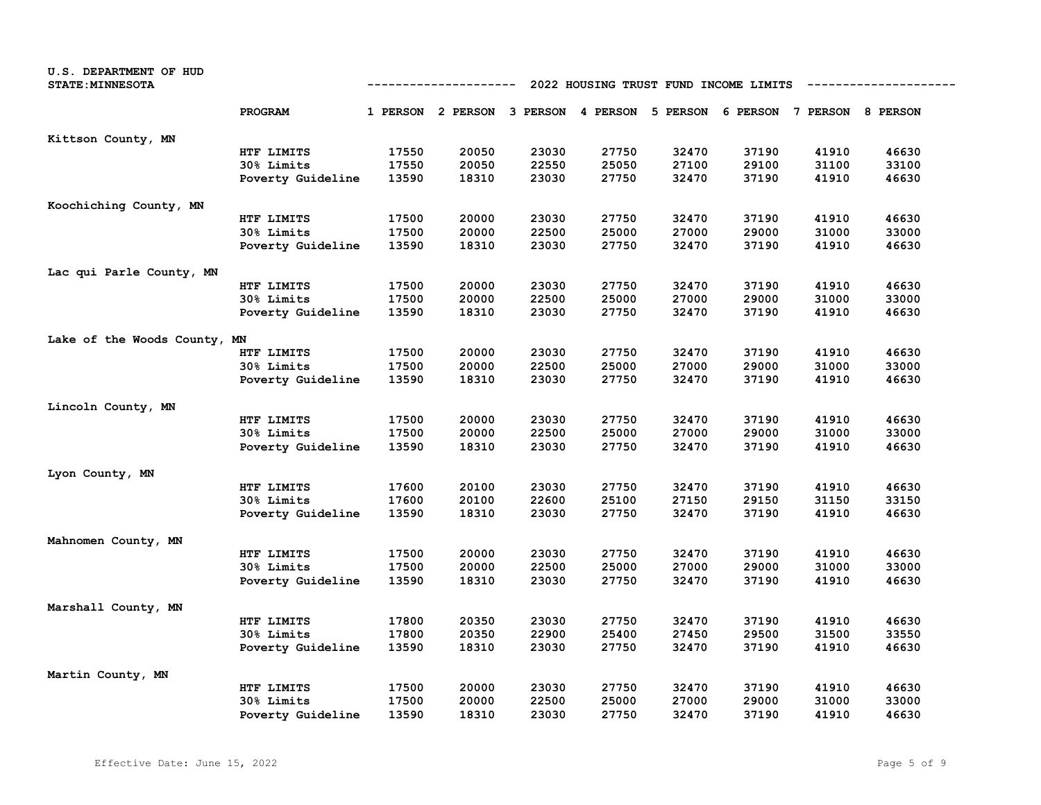U.S. DEPARTMENT OF HUD
STATE:MINNESOTA

2022 HOUSING TRUST FUND INCOME LIMITS

| | PROGRAM | 1 PERSON | 2 PERSON | 3 PERSON | 4 PERSON | 5 PERSON | 6 PERSON | 7 PERSON | 8 PERSON |
|---|---|---|---|---|---|---|---|---|---|
| Kittson County, MN | | | | | | | | | |
| | HTF LIMITS | 17550 | 20050 | 23030 | 27750 | 32470 | 37190 | 41910 | 46630 |
| | 30% Limits | 17550 | 20050 | 22550 | 25050 | 27100 | 29100 | 31100 | 33100 |
| | Poverty Guideline | 13590 | 18310 | 23030 | 27750 | 32470 | 37190 | 41910 | 46630 |
| Koochiching County, MN | | | | | | | | | |
| | HTF LIMITS | 17500 | 20000 | 23030 | 27750 | 32470 | 37190 | 41910 | 46630 |
| | 30% Limits | 17500 | 20000 | 22500 | 25000 | 27000 | 29000 | 31000 | 33000 |
| | Poverty Guideline | 13590 | 18310 | 23030 | 27750 | 32470 | 37190 | 41910 | 46630 |
| Lac qui Parle County, MN | | | | | | | | | |
| | HTF LIMITS | 17500 | 20000 | 23030 | 27750 | 32470 | 37190 | 41910 | 46630 |
| | 30% Limits | 17500 | 20000 | 22500 | 25000 | 27000 | 29000 | 31000 | 33000 |
| | Poverty Guideline | 13590 | 18310 | 23030 | 27750 | 32470 | 37190 | 41910 | 46630 |
| Lake of the Woods County, MN | | | | | | | | | |
| | HTF LIMITS | 17500 | 20000 | 23030 | 27750 | 32470 | 37190 | 41910 | 46630 |
| | 30% Limits | 17500 | 20000 | 22500 | 25000 | 27000 | 29000 | 31000 | 33000 |
| | Poverty Guideline | 13590 | 18310 | 23030 | 27750 | 32470 | 37190 | 41910 | 46630 |
| Lincoln County, MN | | | | | | | | | |
| | HTF LIMITS | 17500 | 20000 | 23030 | 27750 | 32470 | 37190 | 41910 | 46630 |
| | 30% Limits | 17500 | 20000 | 22500 | 25000 | 27000 | 29000 | 31000 | 33000 |
| | Poverty Guideline | 13590 | 18310 | 23030 | 27750 | 32470 | 37190 | 41910 | 46630 |
| Lyon County, MN | | | | | | | | | |
| | HTF LIMITS | 17600 | 20100 | 23030 | 27750 | 32470 | 37190 | 41910 | 46630 |
| | 30% Limits | 17600 | 20100 | 22600 | 25100 | 27150 | 29150 | 31150 | 33150 |
| | Poverty Guideline | 13590 | 18310 | 23030 | 27750 | 32470 | 37190 | 41910 | 46630 |
| Mahnomen County, MN | | | | | | | | | |
| | HTF LIMITS | 17500 | 20000 | 23030 | 27750 | 32470 | 37190 | 41910 | 46630 |
| | 30% Limits | 17500 | 20000 | 22500 | 25000 | 27000 | 29000 | 31000 | 33000 |
| | Poverty Guideline | 13590 | 18310 | 23030 | 27750 | 32470 | 37190 | 41910 | 46630 |
| Marshall County, MN | | | | | | | | | |
| | HTF LIMITS | 17800 | 20350 | 23030 | 27750 | 32470 | 37190 | 41910 | 46630 |
| | 30% Limits | 17800 | 20350 | 22900 | 25400 | 27450 | 29500 | 31500 | 33550 |
| | Poverty Guideline | 13590 | 18310 | 23030 | 27750 | 32470 | 37190 | 41910 | 46630 |
| Martin County, MN | | | | | | | | | |
| | HTF LIMITS | 17500 | 20000 | 23030 | 27750 | 32470 | 37190 | 41910 | 46630 |
| | 30% Limits | 17500 | 20000 | 22500 | 25000 | 27000 | 29000 | 31000 | 33000 |
| | Poverty Guideline | 13590 | 18310 | 23030 | 27750 | 32470 | 37190 | 41910 | 46630 |

Effective Date: June 15, 2022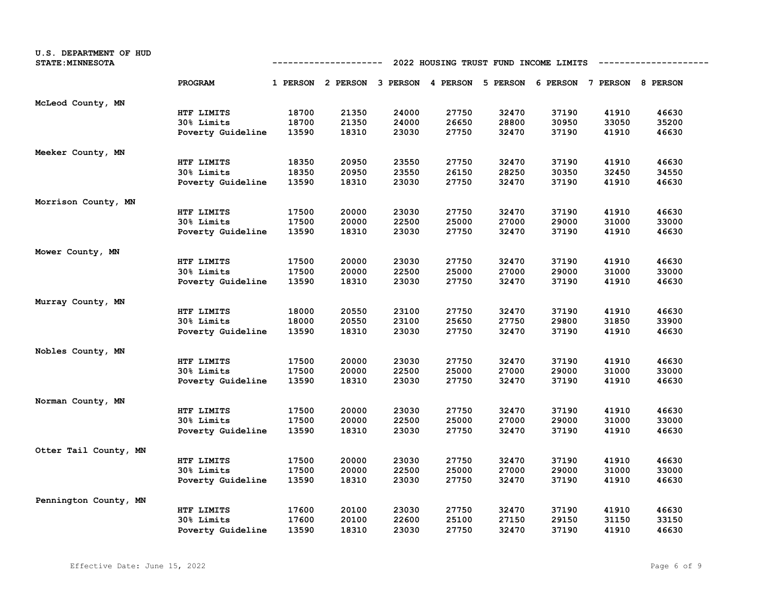U.S. DEPARTMENT OF HUD
STATE:MINNESOTA

## 2022 HOUSING TRUST FUND INCOME LIMITS

| | PROGRAM | 1 PERSON | 2 PERSON | 3 PERSON | 4 PERSON | 5 PERSON | 6 PERSON | 7 PERSON | 8 PERSON |
|---|---|---|---|---|---|---|---|---|---|
| McLeod County, MN | | | | | | | | | |
| | HTF LIMITS | 18700 | 21350 | 24000 | 27750 | 32470 | 37190 | 41910 | 46630 |
| | 30% Limits | 18700 | 21350 | 24000 | 26650 | 28800 | 30950 | 33050 | 35200 |
| | Poverty Guideline | 13590 | 18310 | 23030 | 27750 | 32470 | 37190 | 41910 | 46630 |
| Meeker County, MN | | | | | | | | | |
| | HTF LIMITS | 18350 | 20950 | 23550 | 27750 | 32470 | 37190 | 41910 | 46630 |
| | 30% Limits | 18350 | 20950 | 23550 | 26150 | 28250 | 30350 | 32450 | 34550 |
| | Poverty Guideline | 13590 | 18310 | 23030 | 27750 | 32470 | 37190 | 41910 | 46630 |
| Morrison County, MN | | | | | | | | | |
| | HTF LIMITS | 17500 | 20000 | 23030 | 27750 | 32470 | 37190 | 41910 | 46630 |
| | 30% Limits | 17500 | 20000 | 22500 | 25000 | 27000 | 29000 | 31000 | 33000 |
| | Poverty Guideline | 13590 | 18310 | 23030 | 27750 | 32470 | 37190 | 41910 | 46630 |
| Mower County, MN | | | | | | | | | |
| | HTF LIMITS | 17500 | 20000 | 23030 | 27750 | 32470 | 37190 | 41910 | 46630 |
| | 30% Limits | 17500 | 20000 | 22500 | 25000 | 27000 | 29000 | 31000 | 33000 |
| | Poverty Guideline | 13590 | 18310 | 23030 | 27750 | 32470 | 37190 | 41910 | 46630 |
| Murray County, MN | | | | | | | | | |
| | HTF LIMITS | 18000 | 20550 | 23100 | 27750 | 32470 | 37190 | 41910 | 46630 |
| | 30% Limits | 18000 | 20550 | 23100 | 25650 | 27750 | 29800 | 31850 | 33900 |
| | Poverty Guideline | 13590 | 18310 | 23030 | 27750 | 32470 | 37190 | 41910 | 46630 |
| Nobles County, MN | | | | | | | | | |
| | HTF LIMITS | 17500 | 20000 | 23030 | 27750 | 32470 | 37190 | 41910 | 46630 |
| | 30% Limits | 17500 | 20000 | 22500 | 25000 | 27000 | 29000 | 31000 | 33000 |
| | Poverty Guideline | 13590 | 18310 | 23030 | 27750 | 32470 | 37190 | 41910 | 46630 |
| Norman County, MN | | | | | | | | | |
| | HTF LIMITS | 17500 | 20000 | 23030 | 27750 | 32470 | 37190 | 41910 | 46630 |
| | 30% Limits | 17500 | 20000 | 22500 | 25000 | 27000 | 29000 | 31000 | 33000 |
| | Poverty Guideline | 13590 | 18310 | 23030 | 27750 | 32470 | 37190 | 41910 | 46630 |
| Otter Tail County, MN | | | | | | | | | |
| | HTF LIMITS | 17500 | 20000 | 23030 | 27750 | 32470 | 37190 | 41910 | 46630 |
| | 30% Limits | 17500 | 20000 | 22500 | 25000 | 27000 | 29000 | 31000 | 33000 |
| | Poverty Guideline | 13590 | 18310 | 23030 | 27750 | 32470 | 37190 | 41910 | 46630 |
| Pennington County, MN | | | | | | | | | |
| | HTF LIMITS | 17600 | 20100 | 23030 | 27750 | 32470 | 37190 | 41910 | 46630 |
| | 30% Limits | 17600 | 20100 | 22600 | 25100 | 27150 | 29150 | 31150 | 33150 |
| | Poverty Guideline | 13590 | 18310 | 23030 | 27750 | 32470 | 37190 | 41910 | 46630 |

Effective Date: June 15, 2022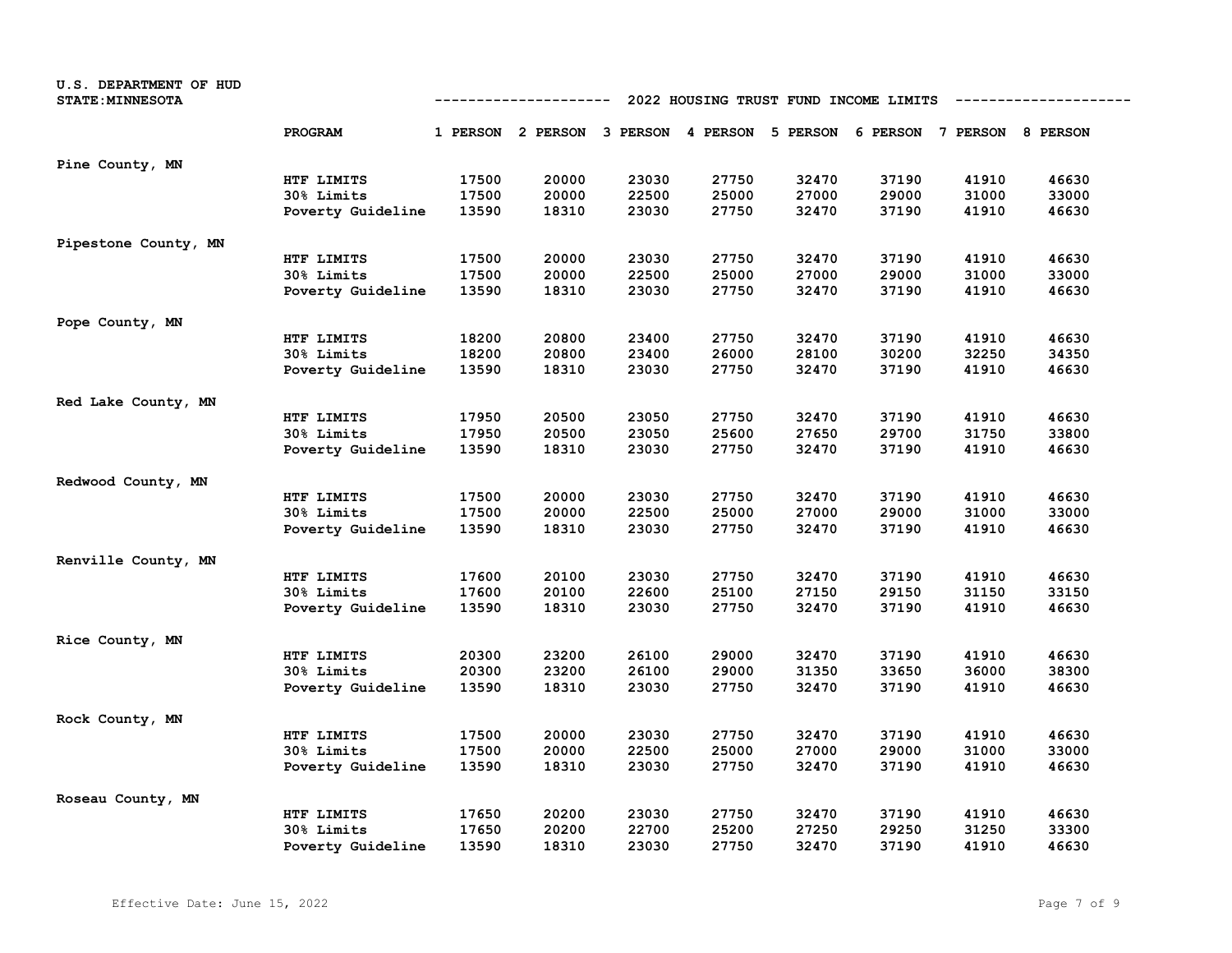U.S. DEPARTMENT OF HUD
STATE:MINNESOTA

## 2022 HOUSING TRUST FUND INCOME LIMITS

| | PROGRAM | 1 PERSON | 2 PERSON | 3 PERSON | 4 PERSON | 5 PERSON | 6 PERSON | 7 PERSON | 8 PERSON |
|---|---|---|---|---|---|---|---|---|---|
| Pine County, MN | | | | | | | | | |
| | HTF LIMITS | 17500 | 20000 | 23030 | 27750 | 32470 | 37190 | 41910 | 46630 |
| | 30% Limits | 17500 | 20000 | 22500 | 25000 | 27000 | 29000 | 31000 | 33000 |
| | Poverty Guideline | 13590 | 18310 | 23030 | 27750 | 32470 | 37190 | 41910 | 46630 |
| Pipestone County, MN | | | | | | | | | |
| | HTF LIMITS | 17500 | 20000 | 23030 | 27750 | 32470 | 37190 | 41910 | 46630 |
| | 30% Limits | 17500 | 20000 | 22500 | 25000 | 27000 | 29000 | 31000 | 33000 |
| | Poverty Guideline | 13590 | 18310 | 23030 | 27750 | 32470 | 37190 | 41910 | 46630 |
| Pope County, MN | | | | | | | | | |
| | HTF LIMITS | 18200 | 20800 | 23400 | 27750 | 32470 | 37190 | 41910 | 46630 |
| | 30% Limits | 18200 | 20800 | 23400 | 26000 | 28100 | 30200 | 32250 | 34350 |
| | Poverty Guideline | 13590 | 18310 | 23030 | 27750 | 32470 | 37190 | 41910 | 46630 |
| Red Lake County, MN | | | | | | | | | |
| | HTF LIMITS | 17950 | 20500 | 23050 | 27750 | 32470 | 37190 | 41910 | 46630 |
| | 30% Limits | 17950 | 20500 | 23050 | 25600 | 27650 | 29700 | 31750 | 33800 |
| | Poverty Guideline | 13590 | 18310 | 23030 | 27750 | 32470 | 37190 | 41910 | 46630 |
| Redwood County, MN | | | | | | | | | |
| | HTF LIMITS | 17500 | 20000 | 23030 | 27750 | 32470 | 37190 | 41910 | 46630 |
| | 30% Limits | 17500 | 20000 | 22500 | 25000 | 27000 | 29000 | 31000 | 33000 |
| | Poverty Guideline | 13590 | 18310 | 23030 | 27750 | 32470 | 37190 | 41910 | 46630 |
| Renville County, MN | | | | | | | | | |
| | HTF LIMITS | 17600 | 20100 | 23030 | 27750 | 32470 | 37190 | 41910 | 46630 |
| | 30% Limits | 17600 | 20100 | 22600 | 25100 | 27150 | 29150 | 31150 | 33150 |
| | Poverty Guideline | 13590 | 18310 | 23030 | 27750 | 32470 | 37190 | 41910 | 46630 |
| Rice County, MN | | | | | | | | | |
| | HTF LIMITS | 20300 | 23200 | 26100 | 29000 | 32470 | 37190 | 41910 | 46630 |
| | 30% Limits | 20300 | 23200 | 26100 | 29000 | 31350 | 33650 | 36000 | 38300 |
| | Poverty Guideline | 13590 | 18310 | 23030 | 27750 | 32470 | 37190 | 41910 | 46630 |
| Rock County, MN | | | | | | | | | |
| | HTF LIMITS | 17500 | 20000 | 23030 | 27750 | 32470 | 37190 | 41910 | 46630 |
| | 30% Limits | 17500 | 20000 | 22500 | 25000 | 27000 | 29000 | 31000 | 33000 |
| | Poverty Guideline | 13590 | 18310 | 23030 | 27750 | 32470 | 37190 | 41910 | 46630 |
| Roseau County, MN | | | | | | | | | |
| | HTF LIMITS | 17650 | 20200 | 23030 | 27750 | 32470 | 37190 | 41910 | 46630 |
| | 30% Limits | 17650 | 20200 | 22700 | 25200 | 27250 | 29250 | 31250 | 33300 |
| | Poverty Guideline | 13590 | 18310 | 23030 | 27750 | 32470 | 37190 | 41910 | 46630 |

Effective Date: June 15, 2022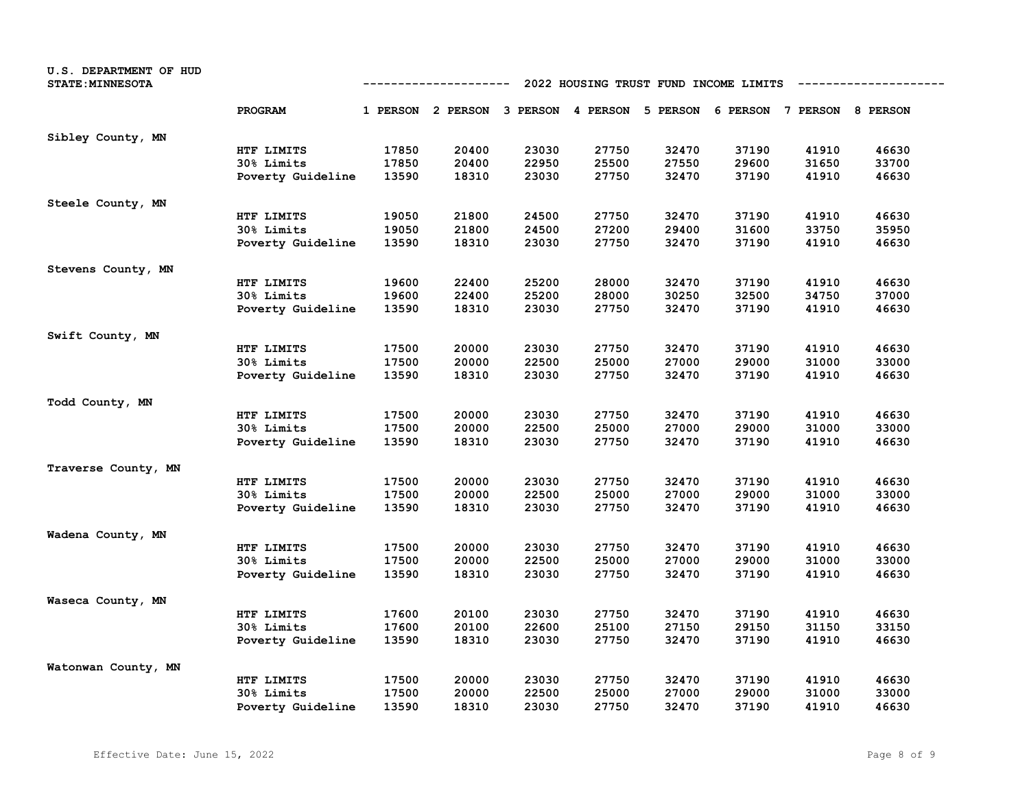U.S. DEPARTMENT OF HUD
STATE:MINNESOTA

## 2022 HOUSING TRUST FUND INCOME LIMITS

| | PROGRAM | 1 PERSON | 2 PERSON | 3 PERSON | 4 PERSON | 5 PERSON | 6 PERSON | 7 PERSON | 8 PERSON |
|---|---|---|---|---|---|---|---|---|---|
| Sibley County, MN | | | | | | | | | |
| | HTF LIMITS | 17850 | 20400 | 23030 | 27750 | 32470 | 37190 | 41910 | 46630 |
| | 30% Limits | 17850 | 20400 | 22950 | 25500 | 27550 | 29600 | 31650 | 33700 |
| | Poverty Guideline | 13590 | 18310 | 23030 | 27750 | 32470 | 37190 | 41910 | 46630 |
| Steele County, MN | | | | | | | | | |
| | HTF LIMITS | 19050 | 21800 | 24500 | 27750 | 32470 | 37190 | 41910 | 46630 |
| | 30% Limits | 19050 | 21800 | 24500 | 27200 | 29400 | 31600 | 33750 | 35950 |
| | Poverty Guideline | 13590 | 18310 | 23030 | 27750 | 32470 | 37190 | 41910 | 46630 |
| Stevens County, MN | | | | | | | | | |
| | HTF LIMITS | 19600 | 22400 | 25200 | 28000 | 32470 | 37190 | 41910 | 46630 |
| | 30% Limits | 19600 | 22400 | 25200 | 28000 | 30250 | 32500 | 34750 | 37000 |
| | Poverty Guideline | 13590 | 18310 | 23030 | 27750 | 32470 | 37190 | 41910 | 46630 |
| Swift County, MN | | | | | | | | | |
| | HTF LIMITS | 17500 | 20000 | 23030 | 27750 | 32470 | 37190 | 41910 | 46630 |
| | 30% Limits | 17500 | 20000 | 22500 | 25000 | 27000 | 29000 | 31000 | 33000 |
| | Poverty Guideline | 13590 | 18310 | 23030 | 27750 | 32470 | 37190 | 41910 | 46630 |
| Todd County, MN | | | | | | | | | |
| | HTF LIMITS | 17500 | 20000 | 23030 | 27750 | 32470 | 37190 | 41910 | 46630 |
| | 30% Limits | 17500 | 20000 | 22500 | 25000 | 27000 | 29000 | 31000 | 33000 |
| | Poverty Guideline | 13590 | 18310 | 23030 | 27750 | 32470 | 37190 | 41910 | 46630 |
| Traverse County, MN | | | | | | | | | |
| | HTF LIMITS | 17500 | 20000 | 23030 | 27750 | 32470 | 37190 | 41910 | 46630 |
| | 30% Limits | 17500 | 20000 | 22500 | 25000 | 27000 | 29000 | 31000 | 33000 |
| | Poverty Guideline | 13590 | 18310 | 23030 | 27750 | 32470 | 37190 | 41910 | 46630 |
| Wadena County, MN | | | | | | | | | |
| | HTF LIMITS | 17500 | 20000 | 23030 | 27750 | 32470 | 37190 | 41910 | 46630 |
| | 30% Limits | 17500 | 20000 | 22500 | 25000 | 27000 | 29000 | 31000 | 33000 |
| | Poverty Guideline | 13590 | 18310 | 23030 | 27750 | 32470 | 37190 | 41910 | 46630 |
| Waseca County, MN | | | | | | | | | |
| | HTF LIMITS | 17600 | 20100 | 23030 | 27750 | 32470 | 37190 | 41910 | 46630 |
| | 30% Limits | 17600 | 20100 | 22600 | 25100 | 27150 | 29150 | 31150 | 33150 |
| | Poverty Guideline | 13590 | 18310 | 23030 | 27750 | 32470 | 37190 | 41910 | 46630 |
| Watonwan County, MN | | | | | | | | | |
| | HTF LIMITS | 17500 | 20000 | 23030 | 27750 | 32470 | 37190 | 41910 | 46630 |
| | 30% Limits | 17500 | 20000 | 22500 | 25000 | 27000 | 29000 | 31000 | 33000 |
| | Poverty Guideline | 13590 | 18310 | 23030 | 27750 | 32470 | 37190 | 41910 | 46630 |

Effective Date: June 15, 2022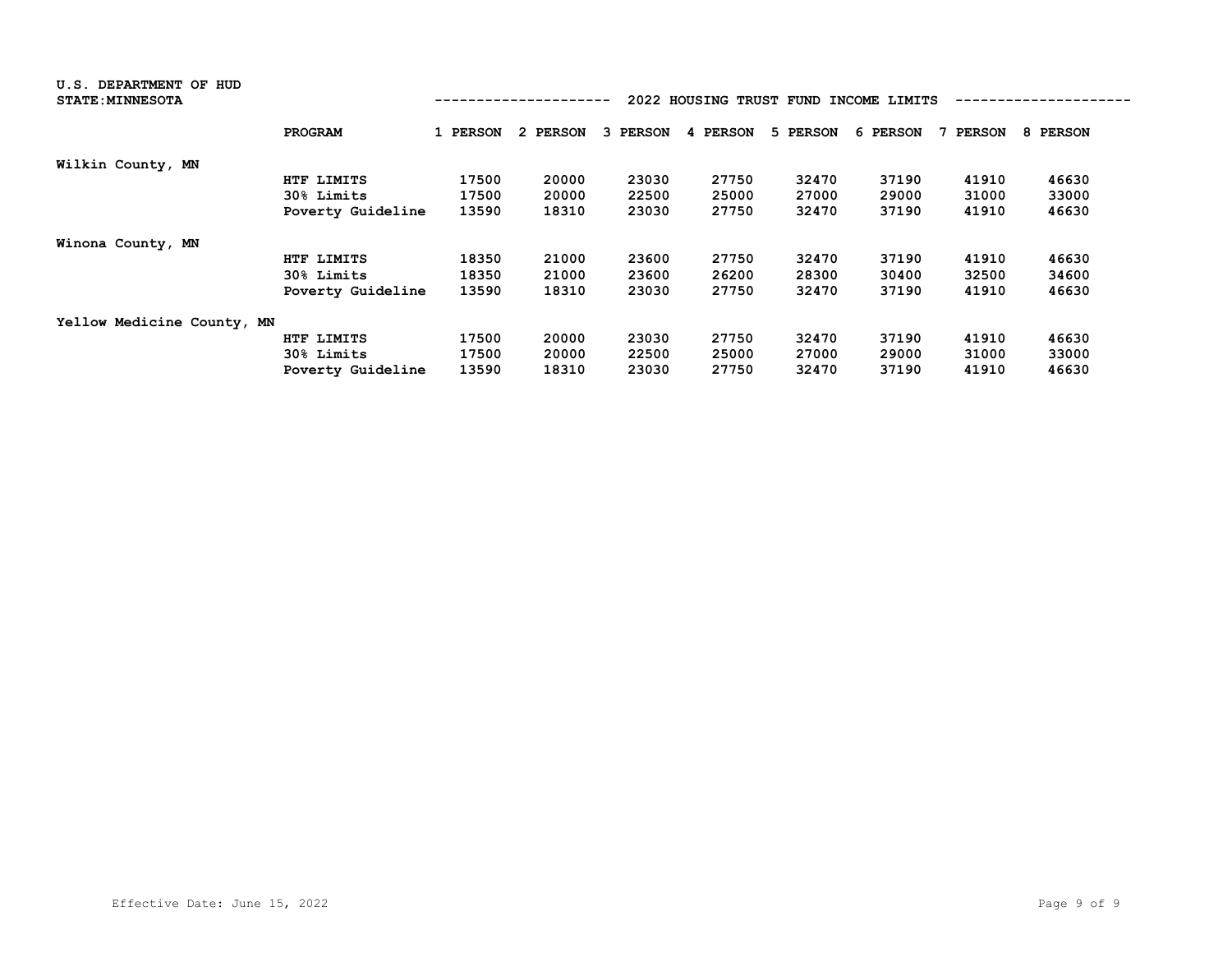U.S. DEPARTMENT OF HUD
STATE:MINNESOTA

## 2022 HOUSING TRUST FUND INCOME LIMITS

| | PROGRAM | 1 PERSON | 2 PERSON | 3 PERSON | 4 PERSON | 5 PERSON | 6 PERSON | 7 PERSON | 8 PERSON |
|---|---|---|---|---|---|---|---|---|---|
| Wilkin County, MN | | | | | | | | | |
| | HTF LIMITS | 17500 | 20000 | 23030 | 27750 | 32470 | 37190 | 41910 | 46630 |
| | 30% Limits | 17500 | 20000 | 22500 | 25000 | 27000 | 29000 | 31000 | 33000 |
| | Poverty Guideline | 13590 | 18310 | 23030 | 27750 | 32470 | 37190 | 41910 | 46630 |
| Winona County, MN | | | | | | | | | |
| | HTF LIMITS | 18350 | 21000 | 23600 | 27750 | 32470 | 37190 | 41910 | 46630 |
| | 30% Limits | 18350 | 21000 | 23600 | 26200 | 28300 | 30400 | 32500 | 34600 |
| | Poverty Guideline | 13590 | 18310 | 23030 | 27750 | 32470 | 37190 | 41910 | 46630 |
| Yellow Medicine County, MN | | | | | | | | | |
| | HTF LIMITS | 17500 | 20000 | 23030 | 27750 | 32470 | 37190 | 41910 | 46630 |
| | 30% Limits | 17500 | 20000 | 22500 | 25000 | 27000 | 29000 | 31000 | 33000 |
| | Poverty Guideline | 13590 | 18310 | 23030 | 27750 | 32470 | 37190 | 41910 | 46630 |

Effective Date: June 15, 2022